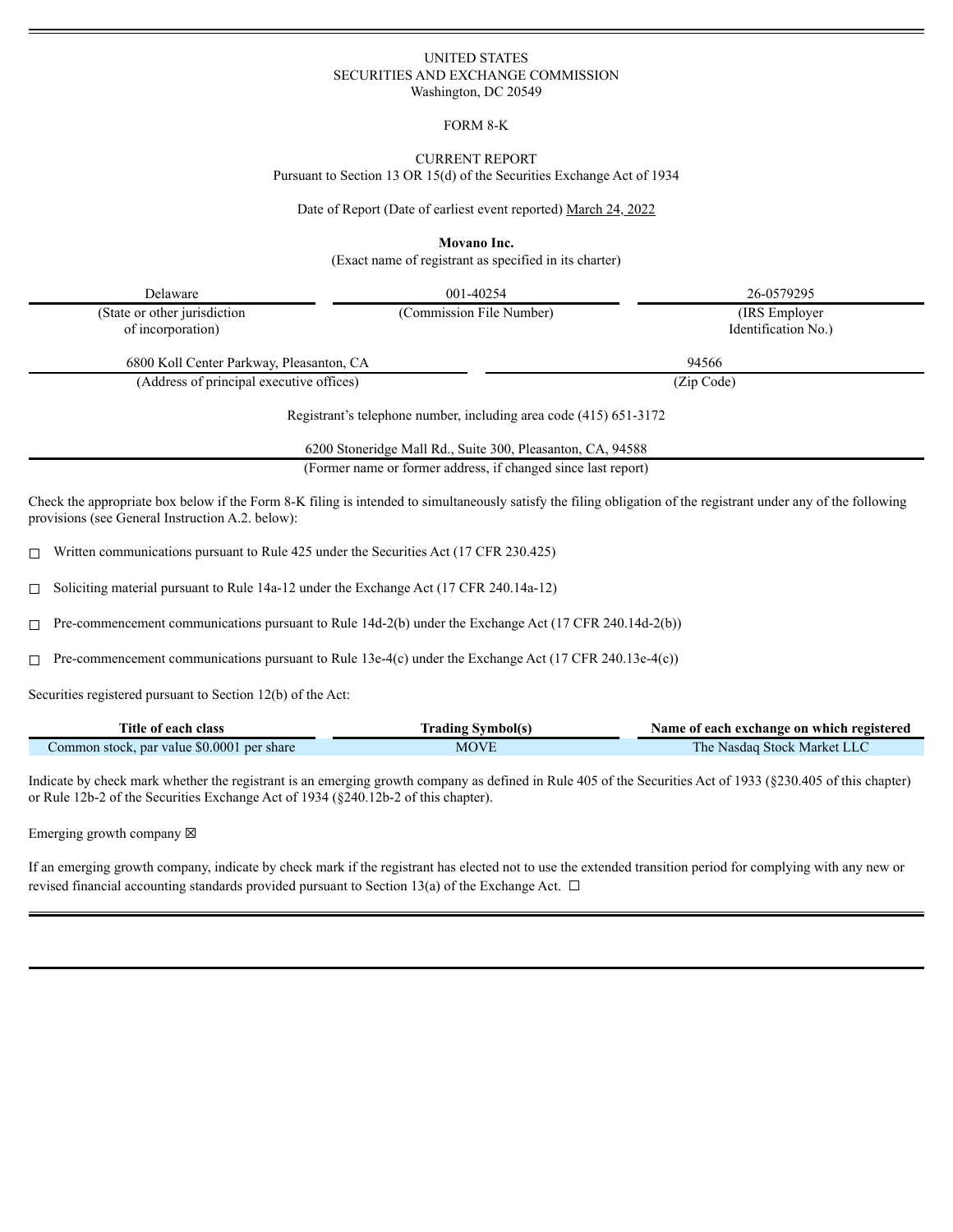UNITED STATES
SECURITIES AND EXCHANGE COMMISSION
Washington, DC 20549

FORM 8-K

CURRENT REPORT
Pursuant to Section 13 OR 15(d) of the Securities Exchange Act of 1934

Date of Report (Date of earliest event reported) March 24, 2022

**Movano Inc.**
(Exact name of registrant as specified in its charter)

| Delaware | 001-40254 | 26-0579295 |
|---|---|---|
| (State or other jurisdiction of incorporation) | (Commission File Number) | (IRS Employer Identification No.) |

| 6800 Koll Center Parkway, Pleasanton, CA | 94566 |
|---|---|
| (Address of principal executive offices) | (Zip Code) |

Registrant's telephone number, including area code (415) 651-3172

6200 Stoneridge Mall Rd., Suite 300, Pleasanton, CA, 94588
(Former name or former address, if changed since last report)

Check the appropriate box below if the Form 8-K filing is intended to simultaneously satisfy the filing obligation of the registrant under any of the following provisions (see General Instruction A.2. below):

☐ Written communications pursuant to Rule 425 under the Securities Act (17 CFR 230.425)

☐ Soliciting material pursuant to Rule 14a-12 under the Exchange Act (17 CFR 240.14a-12)

☐ Pre-commencement communications pursuant to Rule 14d-2(b) under the Exchange Act (17 CFR 240.14d-2(b))

☐ Pre-commencement communications pursuant to Rule 13e-4(c) under the Exchange Act (17 CFR 240.13e-4(c))

Securities registered pursuant to Section 12(b) of the Act:

| Title of each class | Trading Symbol(s) | Name of each exchange on which registered |
|---|---|---|
| Common stock, par value $0.0001 per share | MOVE | The Nasdaq Stock Market LLC |

Indicate by check mark whether the registrant is an emerging growth company as defined in Rule 405 of the Securities Act of 1933 (§230.405 of this chapter) or Rule 12b-2 of the Securities Exchange Act of 1934 (§240.12b-2 of this chapter).

Emerging growth company ☒

If an emerging growth company, indicate by check mark if the registrant has elected not to use the extended transition period for complying with any new or revised financial accounting standards provided pursuant to Section 13(a) of the Exchange Act. ☐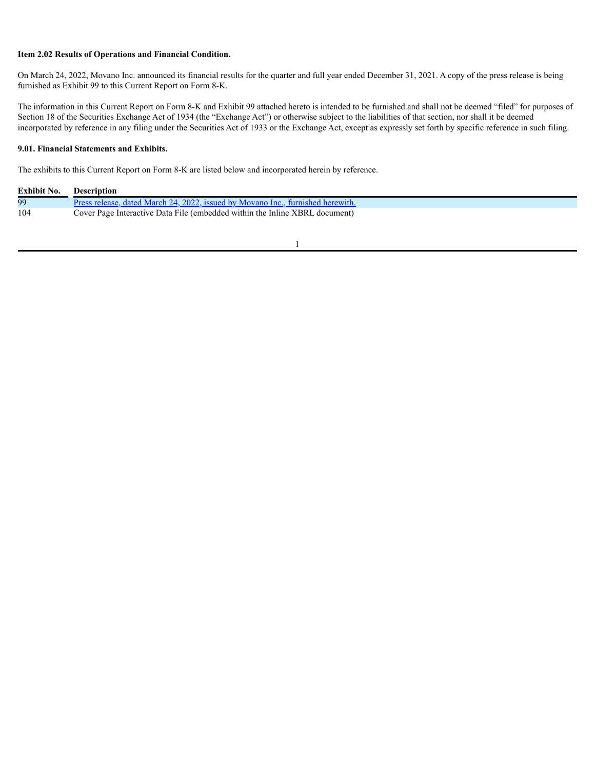**Item 2.02 Results of Operations and Financial Condition.**

On March 24, 2022, Movano Inc. announced its financial results for the quarter and full year ended December 31, 2021. A copy of the press release is being furnished as Exhibit 99 to this Current Report on Form 8-K.

The information in this Current Report on Form 8-K and Exhibit 99 attached hereto is intended to be furnished and shall not be deemed "filed" for purposes of Section 18 of the Securities Exchange Act of 1934 (the "Exchange Act") or otherwise subject to the liabilities of that section, nor shall it be deemed incorporated by reference in any filing under the Securities Act of 1933 or the Exchange Act, except as expressly set forth by specific reference in such filing.

**9.01. Financial Statements and Exhibits.**

The exhibits to this Current Report on Form 8-K are listed below and incorporated herein by reference.

| Exhibit No. | Description |
|---|---|
| 99 | Press release, dated March 24, 2022, issued by Movano Inc., furnished herewith. |
| 104 | Cover Page Interactive Data File (embedded within the Inline XBRL document) |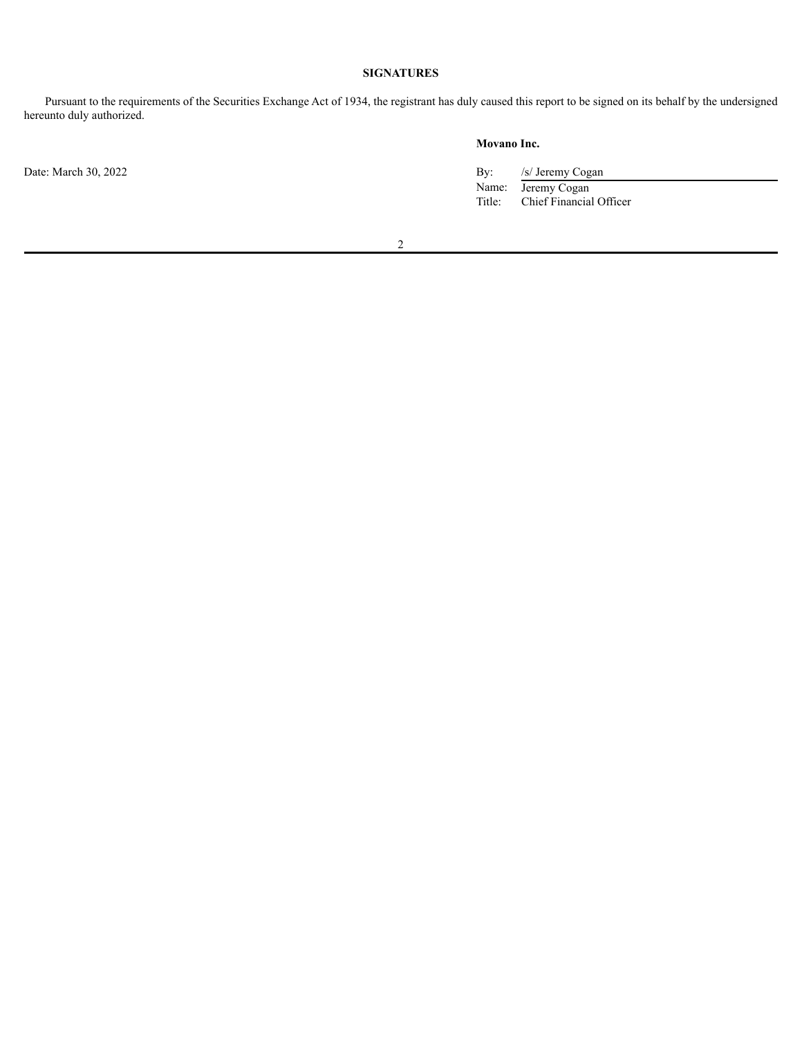**SIGNATURES**

Pursuant to the requirements of the Securities Exchange Act of 1934, the registrant has duly caused this report to be signed on its behalf by the undersigned hereunto duly authorized.

**Movano Inc.**

| | | |
|---|---|---|
| Date: March 30, 2022 | By: | /s/ Jeremy Cogan |
| | Name: | Jeremy Cogan |
| | Title: | Chief Financial Officer |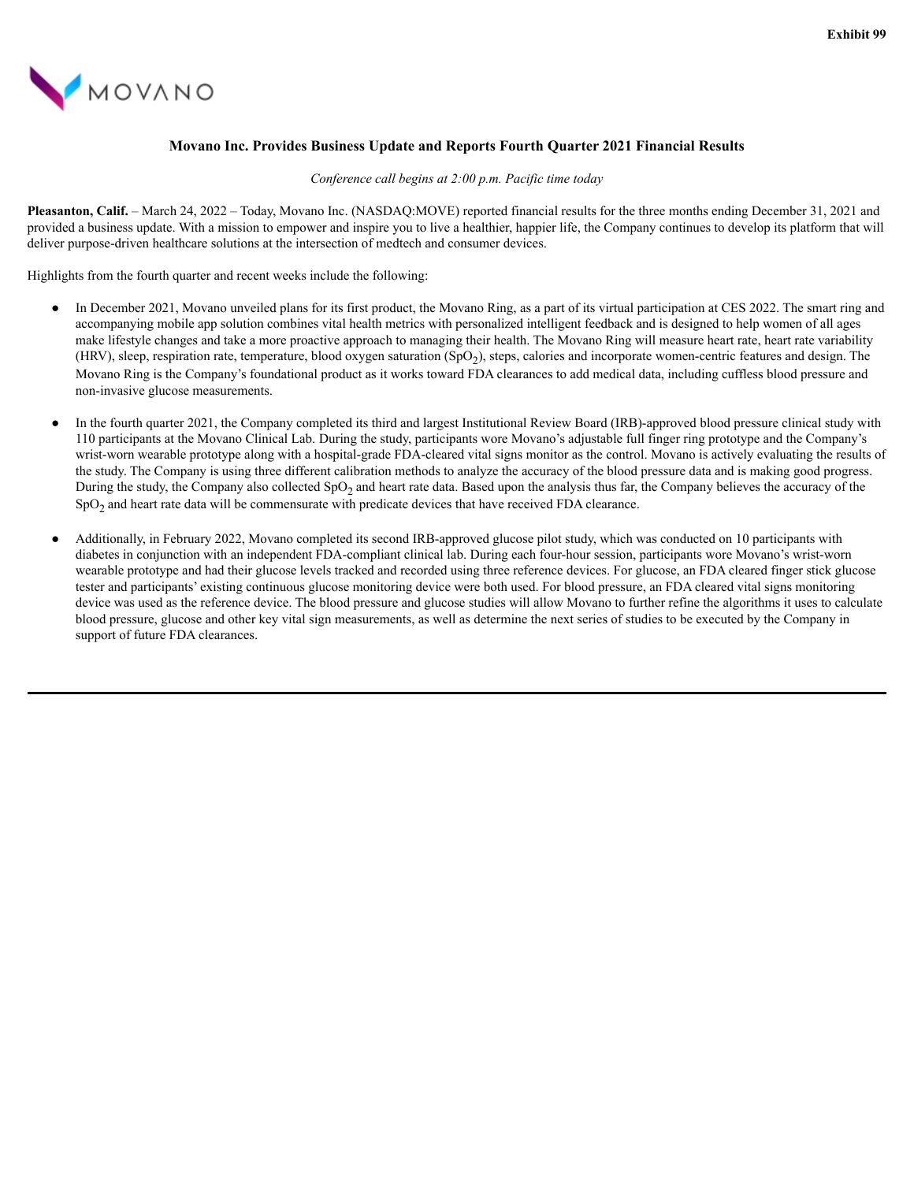Exhibit 99

MOVANO

**Movano Inc. Provides Business Update and Reports Fourth Quarter 2021 Financial Results**

*Conference call begins at 2:00 p.m. Pacific time today*

**Pleasanton, Calif.** – March 24, 2022 – Today, Movano Inc. (NASDAQ:MOVE) reported financial results for the three months ending December 31, 2021 and provided a business update. With a mission to empower and inspire you to live a healthier, happier life, the Company continues to develop its platform that will deliver purpose-driven healthcare solutions at the intersection of medtech and consumer devices.

Highlights from the fourth quarter and recent weeks include the following:

- In December 2021, Movano unveiled plans for its first product, the Movano Ring, as a part of its virtual participation at CES 2022. The smart ring and accompanying mobile app solution combines vital health metrics with personalized intelligent feedback and is designed to help women of all ages make lifestyle changes and take a more proactive approach to managing their health. The Movano Ring will measure heart rate, heart rate variability (HRV), sleep, respiration rate, temperature, blood oxygen saturation ($SpO_2$), steps, calories and incorporate women-centric features and design. The Movano Ring is the Company's foundational product as it works toward FDA clearances to add medical data, including cuffless blood pressure and non-invasive glucose measurements.

- In the fourth quarter 2021, the Company completed its third and largest Institutional Review Board (IRB)-approved blood pressure clinical study with 110 participants at the Movano Clinical Lab. During the study, participants wore Movano's adjustable full finger ring prototype and the Company's wrist-worn wearable prototype along with a hospital-grade FDA-cleared vital signs monitor as the control. Movano is actively evaluating the results of the study. The Company is using three different calibration methods to analyze the accuracy of the blood pressure data and is making good progress. During the study, the Company also collected $SpO_2$ and heart rate data. Based upon the analysis thus far, the Company believes the accuracy of the $SpO_2$ and heart rate data will be commensurate with predicate devices that have received FDA clearance.

- Additionally, in February 2022, Movano completed its second IRB-approved glucose pilot study, which was conducted on 10 participants with diabetes in conjunction with an independent FDA-compliant clinical lab. During each four-hour session, participants wore Movano's wrist-worn wearable prototype and had their glucose levels tracked and recorded using three reference devices. For glucose, an FDA cleared finger stick glucose tester and participants' existing continuous glucose monitoring device were both used. For blood pressure, an FDA cleared vital signs monitoring device was used as the reference device. The blood pressure and glucose studies will allow Movano to further refine the algorithms it uses to calculate blood pressure, glucose and other key vital sign measurements, as well as determine the next series of studies to be executed by the Company in support of future FDA clearances.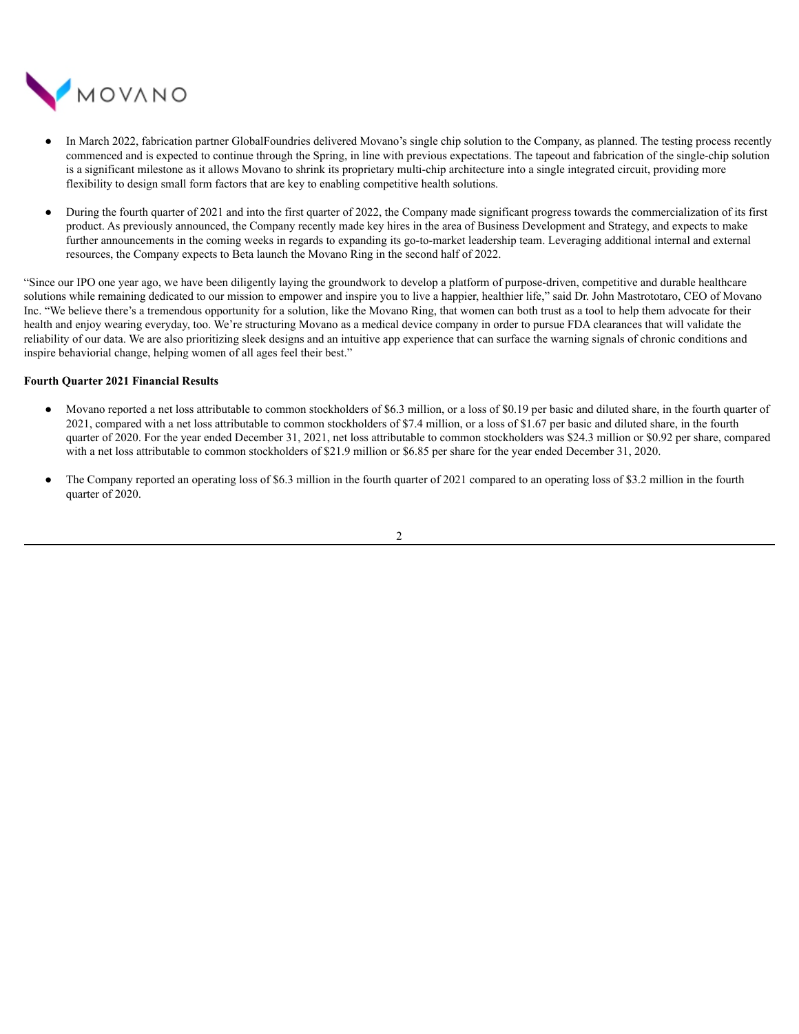- In March 2022, fabrication partner GlobalFoundries delivered Movano's single chip solution to the Company, as planned. The testing process recently commenced and is expected to continue through the Spring, in line with previous expectations. The tapeout and fabrication of the single-chip solution is a significant milestone as it allows Movano to shrink its proprietary multi-chip architecture into a single integrated circuit, providing more flexibility to design small form factors that are key to enabling competitive health solutions.

- During the fourth quarter of 2021 and into the first quarter of 2022, the Company made significant progress towards the commercialization of its first product. As previously announced, the Company recently made key hires in the area of Business Development and Strategy, and expects to make further announcements in the coming weeks in regards to expanding its go-to-market leadership team. Leveraging additional internal and external resources, the Company expects to Beta launch the Movano Ring in the second half of 2022.

"Since our IPO one year ago, we have been diligently laying the groundwork to develop a platform of purpose-driven, competitive and durable healthcare solutions while remaining dedicated to our mission to empower and inspire you to live a happier, healthier life," said Dr. John Mastrototaro, CEO of Movano Inc. "We believe there's a tremendous opportunity for a solution, like the Movano Ring, that women can both trust as a tool to help them advocate for their health and enjoy wearing everyday, too. We're structuring Movano as a medical device company in order to pursue FDA clearances that will validate the reliability of our data. We are also prioritizing sleek designs and an intuitive app experience that can surface the warning signals of chronic conditions and inspire behaviorial change, helping women of all ages feel their best."

**Fourth Quarter 2021 Financial Results**

- Movano reported a net loss attributable to common stockholders of $6.3 million, or a loss of $0.19 per basic and diluted share, in the fourth quarter of 2021, compared with a net loss attributable to common stockholders of $7.4 million, or a loss of $1.67 per basic and diluted share, in the fourth quarter of 2020. For the year ended December 31, 2021, net loss attributable to common stockholders was $24.3 million or $0.92 per share, compared with a net loss attributable to common stockholders of $21.9 million or $6.85 per share for the year ended December 31, 2020.

- The Company reported an operating loss of $6.3 million in the fourth quarter of 2021 compared to an operating loss of $3.2 million in the fourth quarter of 2020.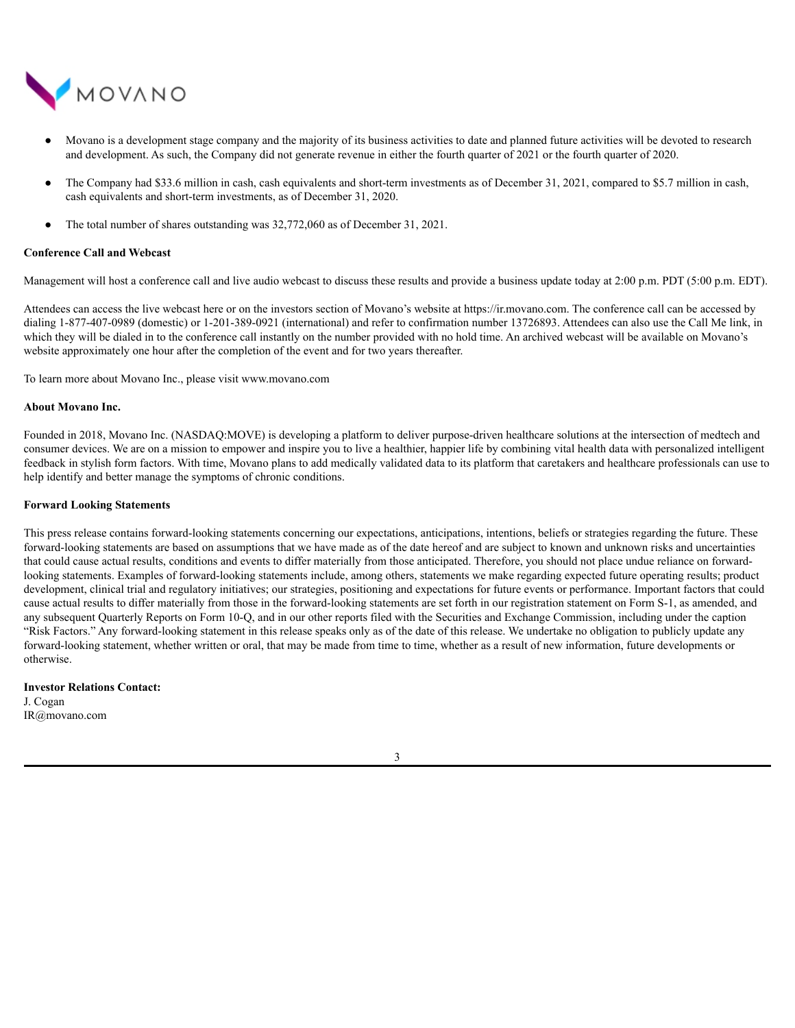- Movano is a development stage company and the majority of its business activities to date and planned future activities will be devoted to research and development. As such, the Company did not generate revenue in either the fourth quarter of 2021 or the fourth quarter of 2020.
- The Company had $33.6 million in cash, cash equivalents and short-term investments as of December 31, 2021, compared to $5.7 million in cash, cash equivalents and short-term investments, as of December 31, 2020.
- The total number of shares outstanding was 32,772,060 as of December 31, 2021.

**Conference Call and Webcast**

Management will host a conference call and live audio webcast to discuss these results and provide a business update today at 2:00 p.m. PDT (5:00 p.m. EDT).

Attendees can access the live webcast here or on the investors section of Movano's website at https://ir.movano.com. The conference call can be accessed by dialing 1-877-407-0989 (domestic) or 1-201-389-0921 (international) and refer to confirmation number 13726893. Attendees can also use the Call Me link, in which they will be dialed in to the conference call instantly on the number provided with no hold time. An archived webcast will be available on Movano's website approximately one hour after the completion of the event and for two years thereafter.

To learn more about Movano Inc., please visit www.movano.com

**About Movano Inc.**

Founded in 2018, Movano Inc. (NASDAQ:MOVE) is developing a platform to deliver purpose-driven healthcare solutions at the intersection of medtech and consumer devices. We are on a mission to empower and inspire you to live a healthier, happier life by combining vital health data with personalized intelligent feedback in stylish form factors. With time, Movano plans to add medically validated data to its platform that caretakers and healthcare professionals can use to help identify and better manage the symptoms of chronic conditions.

**Forward Looking Statements**

This press release contains forward-looking statements concerning our expectations, anticipations, intentions, beliefs or strategies regarding the future. These forward-looking statements are based on assumptions that we have made as of the date hereof and are subject to known and unknown risks and uncertainties that could cause actual results, conditions and events to differ materially from those anticipated. Therefore, you should not place undue reliance on forward-looking statements. Examples of forward-looking statements include, among others, statements we make regarding expected future operating results; product development, clinical trial and regulatory initiatives; our strategies, positioning and expectations for future events or performance. Important factors that could cause actual results to differ materially from those in the forward-looking statements are set forth in our registration statement on Form S-1, as amended, and any subsequent Quarterly Reports on Form 10-Q, and in our other reports filed with the Securities and Exchange Commission, including under the caption "Risk Factors." Any forward-looking statement in this release speaks only as of the date of this release. We undertake no obligation to publicly update any forward-looking statement, whether written or oral, that may be made from time to time, whether as a result of new information, future developments or otherwise.

**Investor Relations Contact:**
J. Cogan
IR@movano.com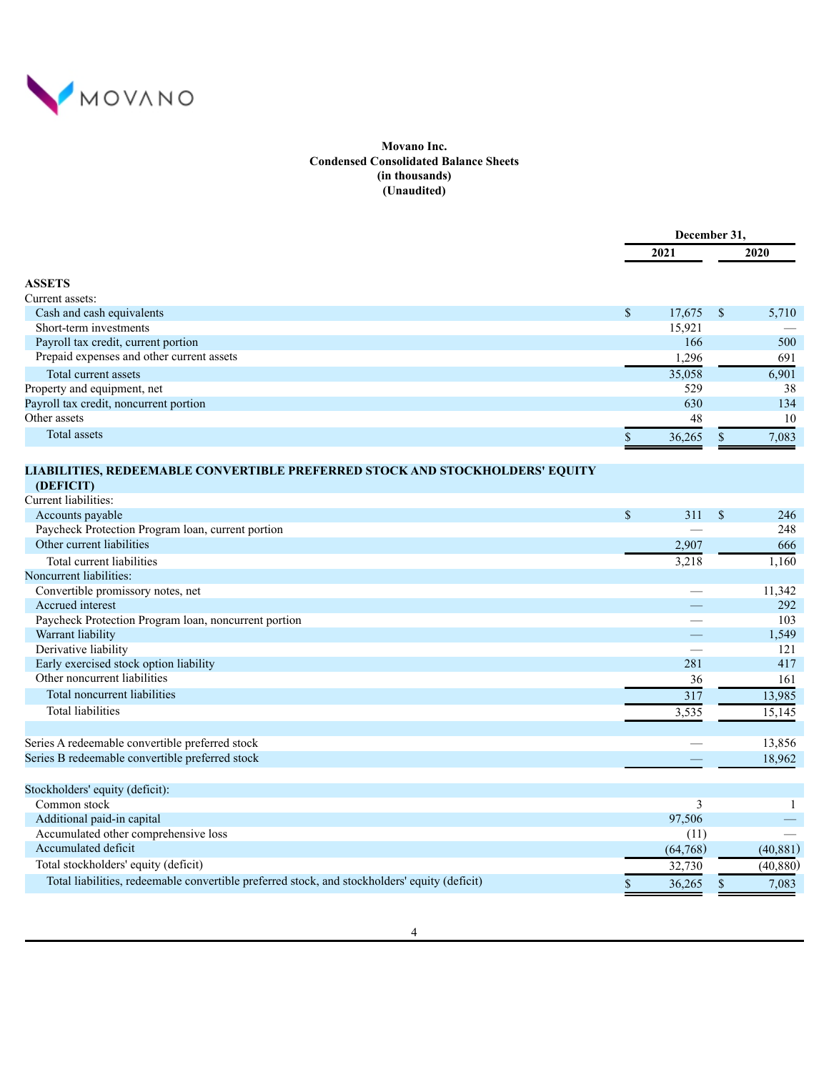**Movano Inc.**
**Condensed Consolidated Balance Sheets**
**(in thousands)**
**(Unaudited)**

| | December 31, | |
|---|---|---|
| | 2021 | 2020 |
| **ASSETS** | | |
| Current assets: | | |
| Cash and cash equivalents | $ 17,675 | $ 5,710 |
| Short-term investments | 15,921 | — |
| Payroll tax credit, current portion | 166 | 500 |
| Prepaid expenses and other current assets | 1,296 | 691 |
| Total current assets | 35,058 | 6,901 |
| Property and equipment, net | 529 | 38 |
| Payroll tax credit, noncurrent portion | 630 | 134 |
| Other assets | 48 | 10 |
| Total assets | $ 36,265 | $ 7,083 |
| **LIABILITIES, REDEEMABLE CONVERTIBLE PREFERRED STOCK AND STOCKHOLDERS' EQUITY (DEFICIT)** | | |
| Current liabilities: | | |
| Accounts payable | $ 311 | $ 246 |
| Paycheck Protection Program loan, current portion | — | 248 |
| Other current liabilities | 2,907 | 666 |
| Total current liabilities | 3,218 | 1,160 |
| Noncurrent liabilities: | | |
| Convertible promissory notes, net | — | 11,342 |
| Accrued interest | — | 292 |
| Paycheck Protection Program loan, noncurrent portion | — | 103 |
| Warrant liability | — | 1,549 |
| Derivative liability | — | 121 |
| Early exercised stock option liability | 281 | 417 |
| Other noncurrent liabilities | 36 | 161 |
| Total noncurrent liabilities | 317 | 13,985 |
| Total liabilities | 3,535 | 15,145 |
| | | |
| Series A redeemable convertible preferred stock | — | 13,856 |
| Series B redeemable convertible preferred stock | — | 18,962 |
| | | |
| Stockholders' equity (deficit): | | |
| Common stock | 3 | 1 |
| Additional paid-in capital | 97,506 | — |
| Accumulated other comprehensive loss | (11) | — |
| Accumulated deficit | (64,768) | (40,881) |
| Total stockholders' equity (deficit) | 32,730 | (40,880) |
| Total liabilities, redeemable convertible preferred stock, and stockholders' equity (deficit) | $ 36,265 | $ 7,083 |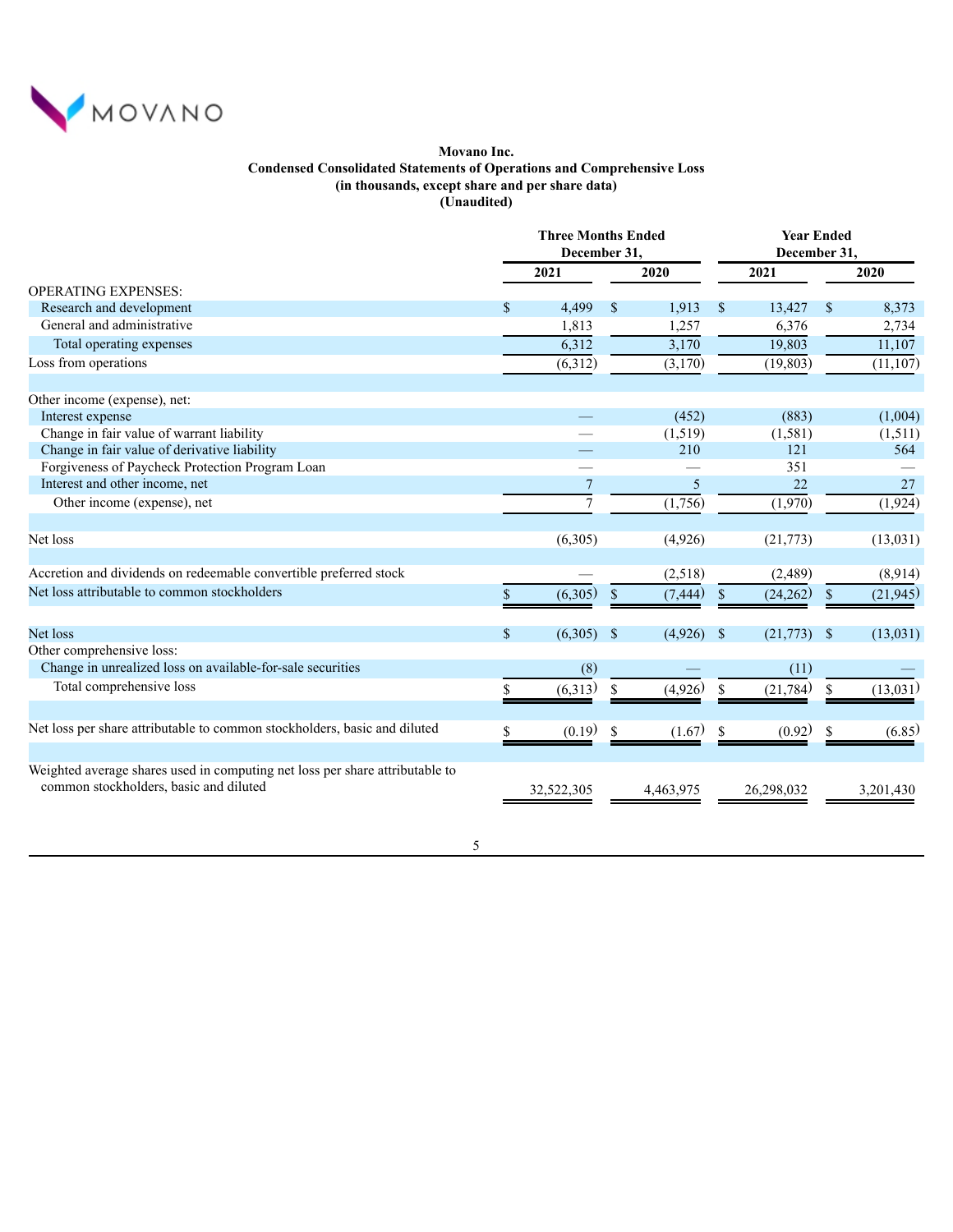**Movano Inc.**
**Condensed Consolidated Statements of Operations and Comprehensive Loss**
**(in thousands, except share and per share data)**
**(Unaudited)**

| | Three Months Ended December 31, | | Year Ended December 31, | |
|---|---|---|---|---|
| | 2021 | 2020 | 2021 | 2020 |
| OPERATING EXPENSES: | | | | |
| Research and development | $ 4,499 | $ 1,913 | $ 13,427 | $ 8,373 |
| General and administrative | 1,813 | 1,257 | 6,376 | 2,734 |
| Total operating expenses | 6,312 | 3,170 | 19,803 | 11,107 |
| Loss from operations | (6,312) | (3,170) | (19,803) | (11,107) |
| Other income (expense), net: | | | | |
| Interest expense | — | (452) | (883) | (1,004) |
| Change in fair value of warrant liability | — | (1,519) | (1,581) | (1,511) |
| Change in fair value of derivative liability | — | 210 | 121 | 564 |
| Forgiveness of Paycheck Protection Program Loan | — | — | 351 | — |
| Interest and other income, net | 7 | 5 | 22 | 27 |
| Other income (expense), net | 7 | (1,756) | (1,970) | (1,924) |
| Net loss | (6,305) | (4,926) | (21,773) | (13,031) |
| Accretion and dividends on redeemable convertible preferred stock | — | (2,518) | (2,489) | (8,914) |
| Net loss attributable to common stockholders | $ (6,305) | $ (7,444) | $ (24,262) | $ (21,945) |
| Net loss | $ (6,305) | $ (4,926) | $ (21,773) | $ (13,031) |
| Other comprehensive loss: | | | | |
| Change in unrealized loss on available-for-sale securities | (8) | — | (11) | — |
| Total comprehensive loss | $ (6,313) | $ (4,926) | $ (21,784) | $ (13,031) |
| Net loss per share attributable to common stockholders, basic and diluted | $ (0.19) | $ (1.67) | $ (0.92) | $ (6.85) |
| Weighted average shares used in computing net loss per share attributable to common stockholders, basic and diluted | 32,522,305 | 4,463,975 | 26,298,032 | 3,201,430 |